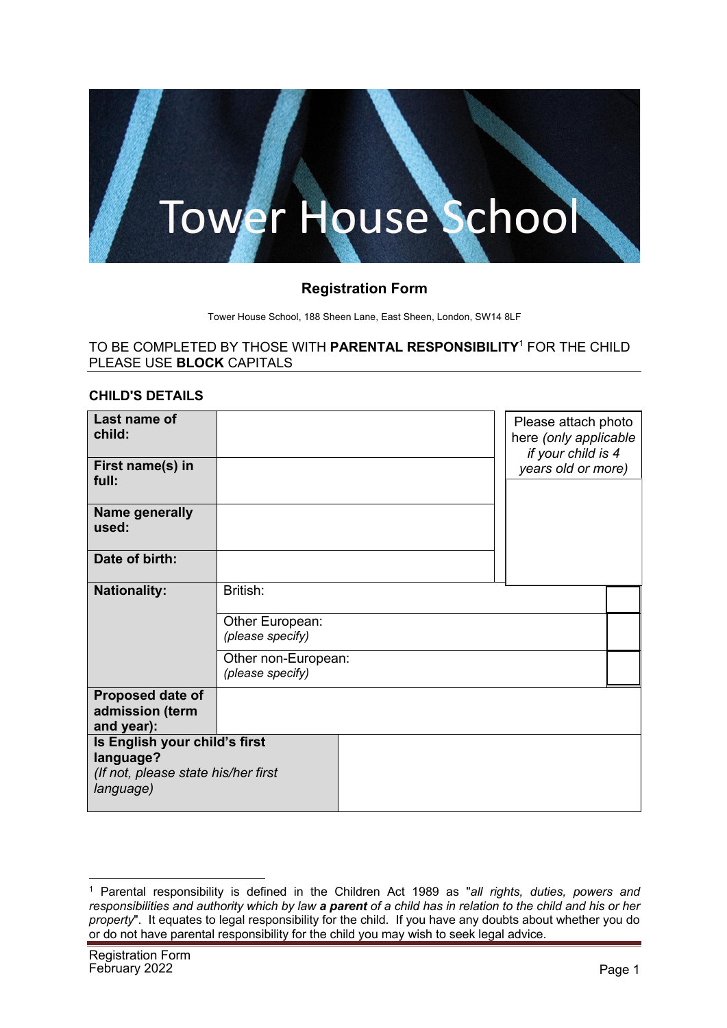# Tower House School

## Registration Form

Tower House School, 188 Sheen Lane, East Sheen, London, SW14 8LF

TO BE COMPLETED BY THOSE WITH **PARENTAL RESPONSIBILITY**[1] FOR THE CHILD
PLEASE USE **BLOCK** CAPITALS

### CHILD'S DETAILS

| | | |
|---|---|---|
| **Last name of child:** | | Please attach photo here *(only applicable if your child is 4 years old or more)* |
| **First name(s) in full:** | | |
| **Name generally used:** | | |
| **Date of birth:** | | |
| **Nationality:** | British: | |
| | Other European: *(please specify)* | |
| | Other non-European: *(please specify)* | |
| **Proposed date of admission (term and year):** | | |
| **Is English your child's first language?** *(If not, please state his/her first language)* | | |

[1] Parental responsibility is defined in the Children Act 1989 as "*all rights, duties, powers and responsibilities and authority which by law **a parent** of a child has in relation to the child and his or her property*". It equates to legal responsibility for the child. If you have any doubts about whether you do or do not have parental responsibility for the child you may wish to seek legal advice.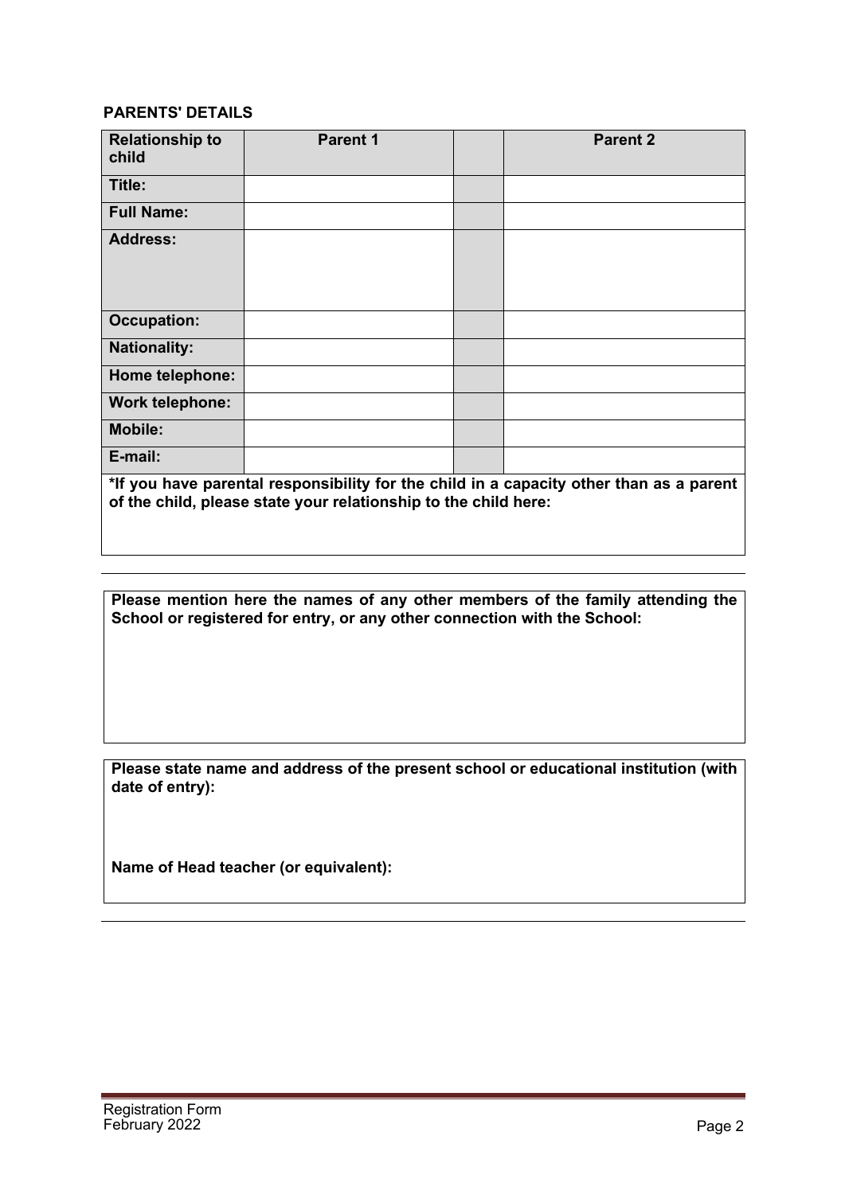**PARENTS' DETAILS**

| Relationship to child | Parent 1 | | Parent 2 |
|---|---|---|---|
| Title: | | | |
| Full Name: | | | |
| Address: | | | |
| Occupation: | | | |
| Nationality: | | | |
| Home telephone: | | | |
| Work telephone: | | | |
| Mobile: | | | |
| E-mail: | | | |

**\*If you have parental responsibility for the child in a capacity other than as a parent of the child, please state your relationship to the child here:**

---

**Please mention here the names of any other members of the family attending the School or registered for entry, or any other connection with the School:**

**Please state name and address of the present school or educational institution (with date of entry):**

**Name of Head teacher (or equivalent):**

---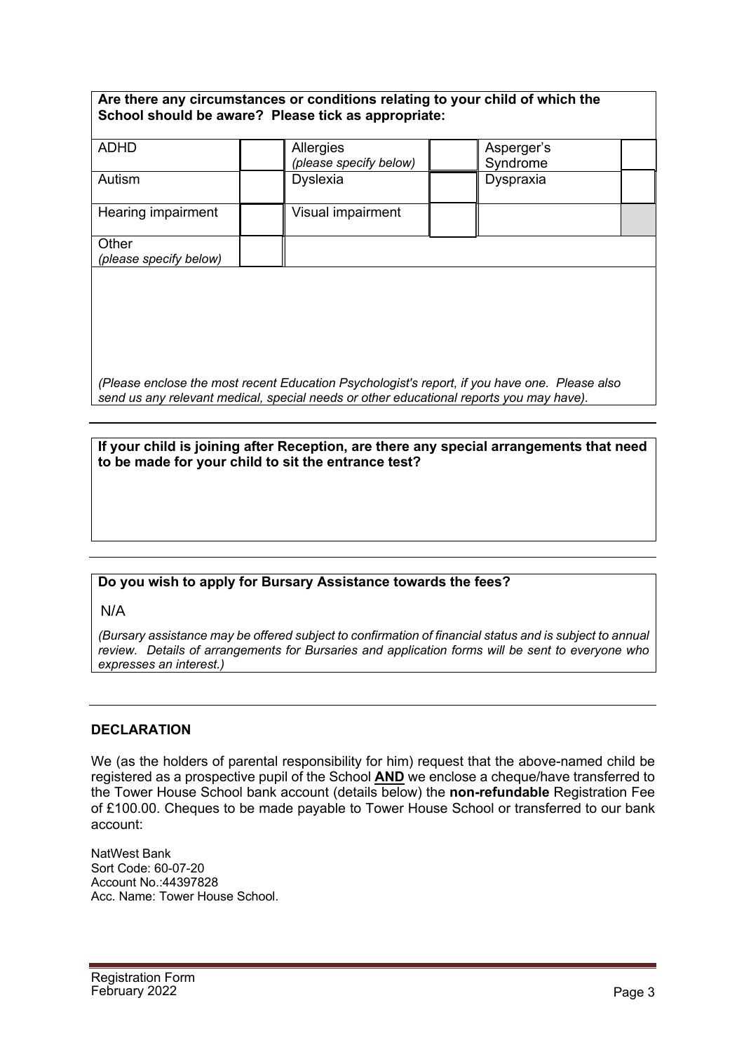**Are there any circumstances or conditions relating to your child of which the School should be aware? Please tick as appropriate:**

| | | | | | |
|---|---|---|---|---|---|
| ADHD | | Allergies *(please specify below)* | | Asperger's Syndrome | |
| Autism | | Dyslexia | | Dyspraxia | |
| Hearing impairment | | Visual impairment | | | |
| Other *(please specify below)* | | | | | |

*(Please enclose the most recent Education Psychologist's report, if you have one. Please also send us any relevant medical, special needs or other educational reports you may have).*

**If your child is joining after Reception, are there any special arrangements that need to be made for your child to sit the entrance test?**

**Do you wish to apply for Bursary Assistance towards the fees?**

N/A

*(Bursary assistance may be offered subject to confirmation of financial status and is subject to annual review. Details of arrangements for Bursaries and application forms will be sent to everyone who expresses an interest.)*

**DECLARATION**

We (as the holders of parental responsibility for him) request that the above-named child be registered as a prospective pupil of the School **AND** we enclose a cheque/have transferred to the Tower House School bank account (details below) the **non-refundable** Registration Fee of £100.00. Cheques to be made payable to Tower House School or transferred to our bank account:

NatWest Bank
Sort Code: 60-07-20
Account No.:44397828
Acc. Name: Tower House School.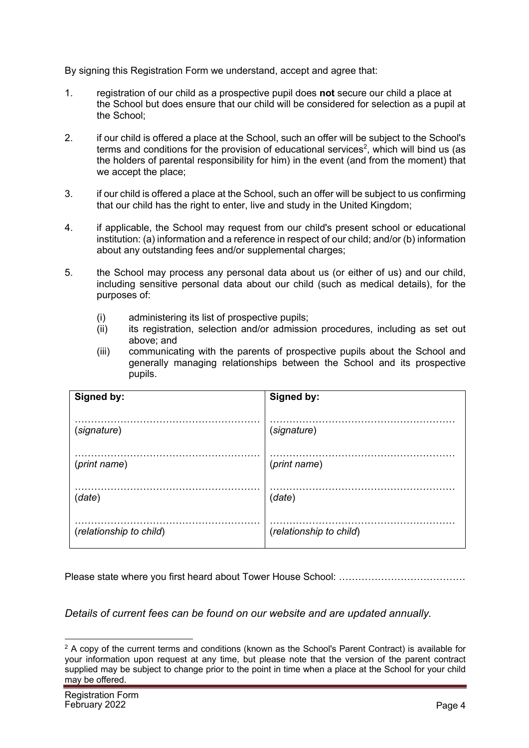By signing this Registration Form we understand, accept and agree that:

1. registration of our child as a prospective pupil does **not** secure our child a place at the School but does ensure that our child will be considered for selection as a pupil at the School;

2. if our child is offered a place at the School, such an offer will be subject to the School's terms and conditions for the provision of educational services[2], which will bind us (as the holders of parental responsibility for him) in the event (and from the moment) that we accept the place;

3. if our child is offered a place at the School, such an offer will be subject to us confirming that our child has the right to enter, live and study in the United Kingdom;

4. if applicable, the School may request from our child's present school or educational institution: (a) information and a reference in respect of our child; and/or (b) information about any outstanding fees and/or supplemental charges;

5. the School may process any personal data about us (or either of us) and our child, including sensitive personal data about our child (such as medical details), for the purposes of:

   (i) administering its list of prospective pupils;
   (ii) its registration, selection and/or admission procedures, including as set out above; and
   (iii) communicating with the parents of prospective pupils about the School and generally managing relationships between the School and its prospective pupils.

| **Signed by:** | **Signed by:** |
|---|---|
| ……………………………………………… (*signature*) | ……………………………………………… (*signature*) |
| ……………………………………………… (*print name*) | ……………………………………………… (*print name*) |
| ……………………………………………… (*date*) | ……………………………………………… (*date*) |
| ……………………………………………… (*relationship to child*) | ……………………………………………… (*relationship to child*) |

Please state where you first heard about Tower House School: …………………………………

*Details of current fees can be found on our website and are updated annually.*

[2] A copy of the current terms and conditions (known as the School's Parent Contract) is available for your information upon request at any time, but please note that the version of the parent contract supplied may be subject to change prior to the point in time when a place at the School for your child may be offered.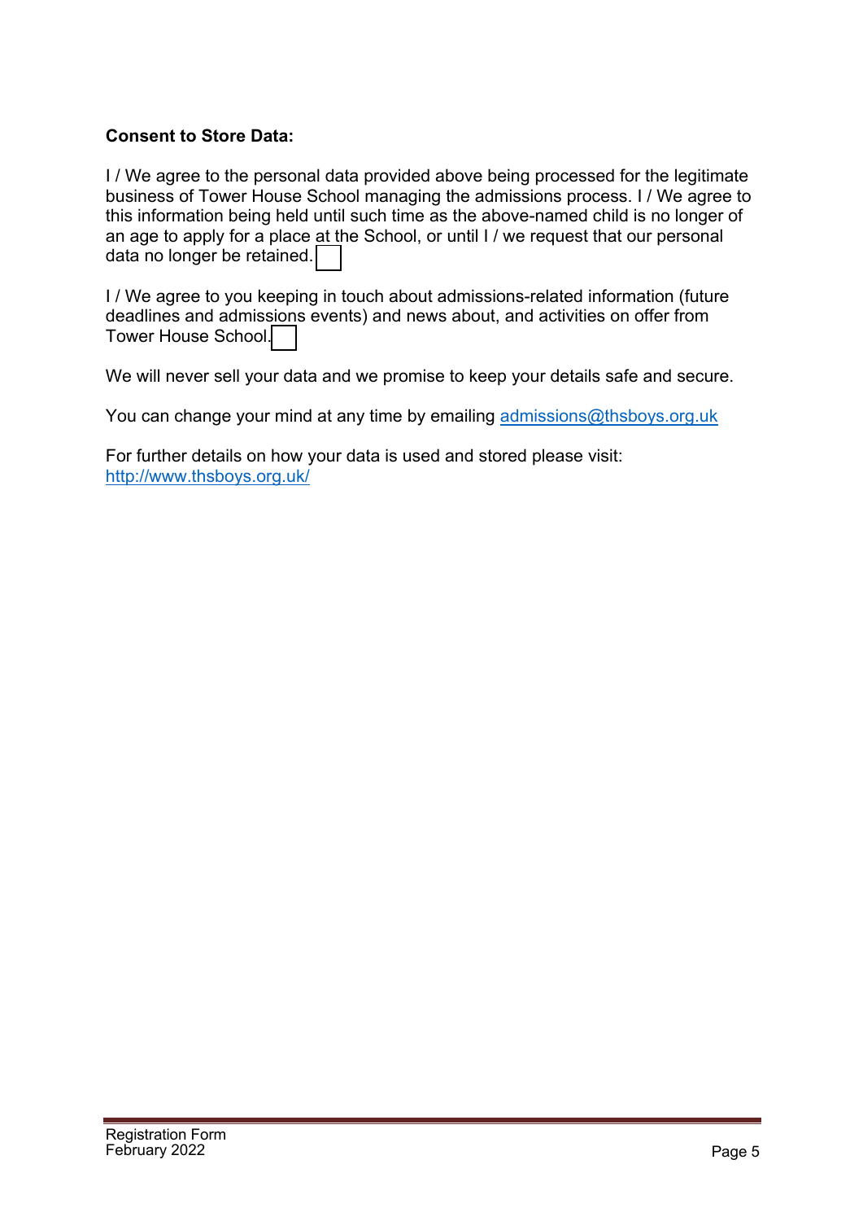**Consent to Store Data:**

I / We agree to the personal data provided above being processed for the legitimate business of Tower House School managing the admissions process. I / We agree to this information being held until such time as the above-named child is no longer of an age to apply for a place at the School, or until I / we request that our personal data no longer be retained. ☐

I / We agree to you keeping in touch about admissions-related information (future deadlines and admissions events) and news about, and activities on offer from Tower House School. ☐

We will never sell your data and we promise to keep your details safe and secure.

You can change your mind at any time by emailing admissions@thsboys.org.uk

For further details on how your data is used and stored please visit:
http://www.thsboys.org.uk/